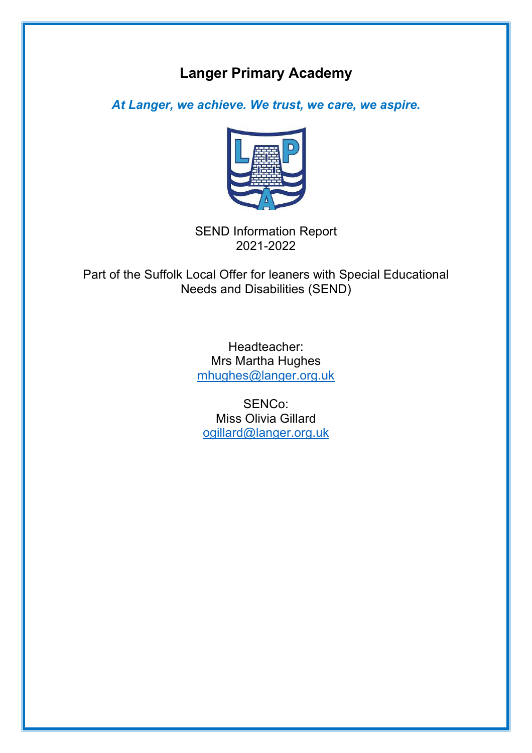# Langer Primary Academy

***At Langer, we achieve. We trust, we care, we aspire.***

SEND Information Report
2021-2022

Part of the Suffolk Local Offer for leaners with Special Educational Needs and Disabilities (SEND)

Headteacher:
Mrs Martha Hughes
mhughes@langer.org.uk

SENCo:
Miss Olivia Gillard
ogillard@langer.org.uk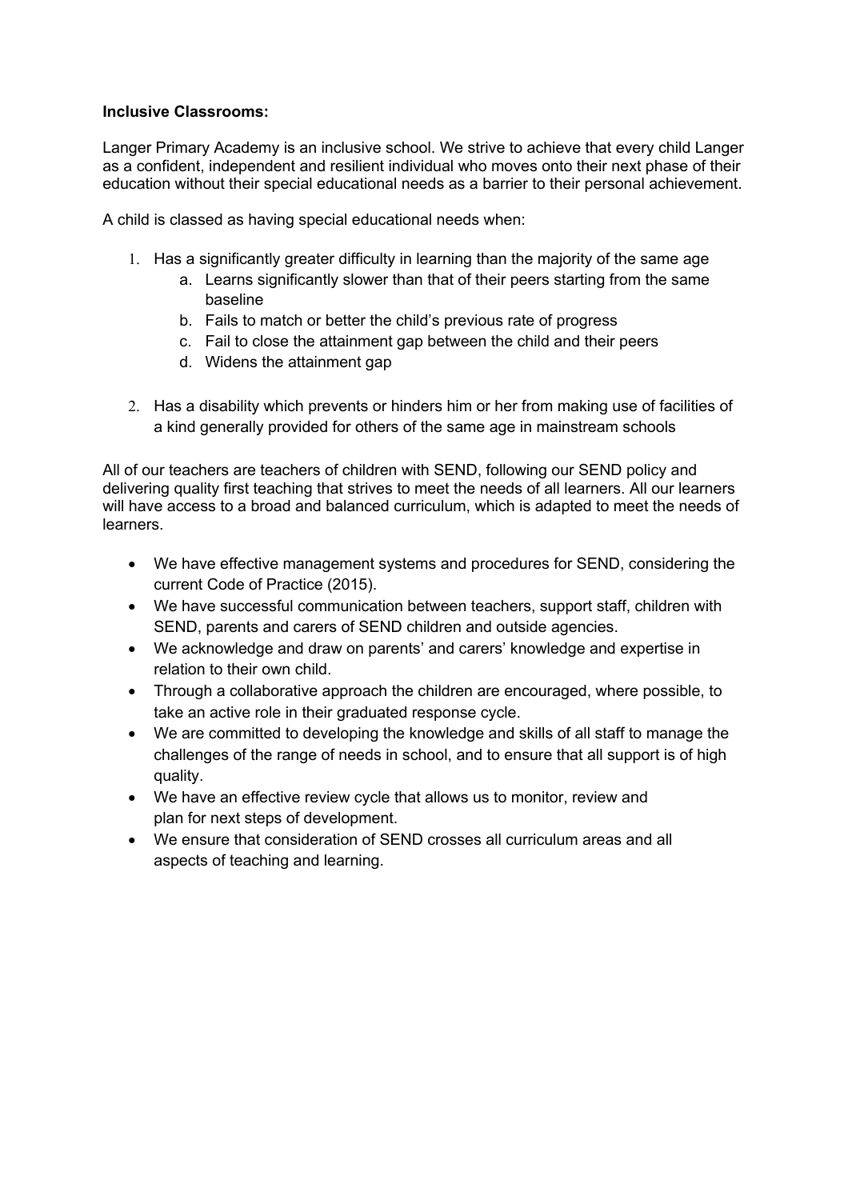**Inclusive Classrooms:**

Langer Primary Academy is an inclusive school. We strive to achieve that every child Langer as a confident, independent and resilient individual who moves onto their next phase of their education without their special educational needs as a barrier to their personal achievement.

A child is classed as having special educational needs when:

1. Has a significantly greater difficulty in learning than the majority of the same age
    a. Learns significantly slower than that of their peers starting from the same baseline
    b. Fails to match or better the child's previous rate of progress
    c. Fail to close the attainment gap between the child and their peers
    d. Widens the attainment gap

2. Has a disability which prevents or hinders him or her from making use of facilities of a kind generally provided for others of the same age in mainstream schools

All of our teachers are teachers of children with SEND, following our SEND policy and delivering quality first teaching that strives to meet the needs of all learners. All our learners will have access to a broad and balanced curriculum, which is adapted to meet the needs of learners.

- We have effective management systems and procedures for SEND, considering the current Code of Practice (2015).
- We have successful communication between teachers, support staff, children with SEND, parents and carers of SEND children and outside agencies.
- We acknowledge and draw on parents' and carers' knowledge and expertise in relation to their own child.
- Through a collaborative approach the children are encouraged, where possible, to take an active role in their graduated response cycle.
- We are committed to developing the knowledge and skills of all staff to manage the challenges of the range of needs in school, and to ensure that all support is of high quality.
- We have an effective review cycle that allows us to monitor, review and plan for next steps of development.
- We ensure that consideration of SEND crosses all curriculum areas and all aspects of teaching and learning.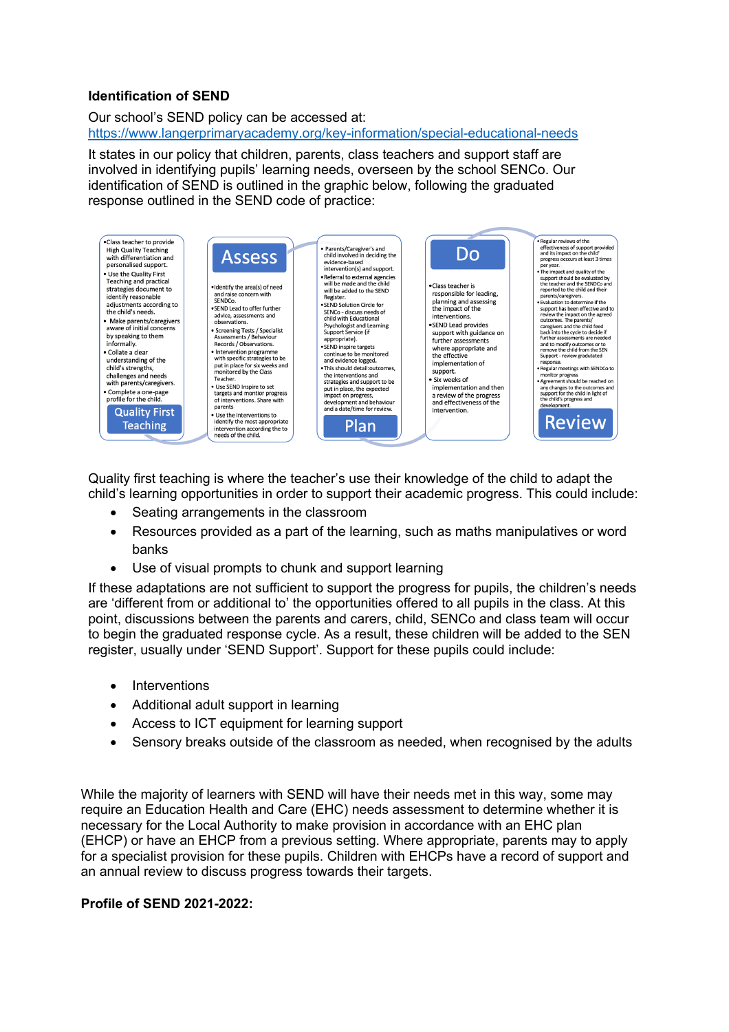**Identification of SEND**

Our school's SEND policy can be accessed at:
https://www.langerprimaryacademy.org/key-information/special-educational-needs

It states in our policy that children, parents, class teachers and support staff are involved in identifying pupils' learning needs, overseen by the school SENCo. Our identification of SEND is outlined in the graphic below, following the graduated response outlined in the SEND code of practice:

**Quality First Teaching**

- Class teacher to provide High Quality Teaching with differentiation and personalised support.
- Use the Quality First Teaching and practical strategies document to identify reasonable adjustments according to the child's needs.
- Make parents/caregivers aware of initial concerns by speaking to them informally.
- Collate a clear understanding of the child's strengths, challenges and needs with parents/caregivers.
- Complete a one-page profile for the child.

**Assess**

- Identify the area(s) of need and raise concern with SENDCo.
- SEND Lead to offer further advice, assessments and observations.
- Screening Tests / Specialist Assessments / Behaviour Records / Observations.
- Intervention programme with specific strategies to be put in place for six weeks and monitored by the Class Teacher.
- Use SEND Inspire to set targets and montior progress of interventions. Share with parents
- Use the Interventions to identify the most appropriate intervention according the to needs of the child.

**Plan**

- Parents/Caregiver's and child involved in deciding the evidence-based intervention(s) and support.
- Referral to external agencies will be made and the child will be added to the SEND Register.
- SEND Solution Circle for SENCo - discuss needs of child with Educational Psychologist and Learning Support Service (if appropriate).
- SEND inspire targets continue to be monitored and evidence logged.
- This should detail:outcomes, the interventions and strategies and support to be put in place, the expected impact on progress, development and behaviour and a date/time for review.

**Do**

- Class teacher is responsible for leading, planning and assessing the impact of the interventions.
- SEND Lead provides support with guidance on further assessments where appropriate and the effective implementation of support.
- Six weeks of implementation and then a review of the progress and effectiveness of the intervention.

**Review**

- Regular reviews of the effectiveness of support provided and its impact on the child' progress occurs at least 3 times per year.
- The impact and quality of the support should be evaluated by the teacher and the SENDCo and reported to the child and their parents/caregivers.
- Evaluation to determine if the support has been effective and to review the impact on the agreed outcomes. The parents/ caregivers and the child feed back into the cycle to decide if further assessments are needed and to modify outcomes or to remove the child from the SEN Support - review gradutated response.
- Regular meetings with SENDCo to monitor progress
- Agreement should be reached on any changes to the outcomes and support for the child in light of the child's progress and development.

Quality first teaching is where the teacher's use their knowledge of the child to adapt the child's learning opportunities in order to support their academic progress. This could include:

- Seating arrangements in the classroom
- Resources provided as a part of the learning, such as maths manipulatives or word banks
- Use of visual prompts to chunk and support learning

If these adaptations are not sufficient to support the progress for pupils, the children's needs are 'different from or additional to' the opportunities offered to all pupils in the class. At this point, discussions between the parents and carers, child, SENCo and class team will occur to begin the graduated response cycle. As a result, these children will be added to the SEN register, usually under 'SEND Support'. Support for these pupils could include:

- Interventions
- Additional adult support in learning
- Access to ICT equipment for learning support
- Sensory breaks outside of the classroom as needed, when recognised by the adults

While the majority of learners with SEND will have their needs met in this way, some may require an Education Health and Care (EHC) needs assessment to determine whether it is necessary for the Local Authority to make provision in accordance with an EHC plan (EHCP) or have an EHCP from a previous setting. Where appropriate, parents may to apply for a specialist provision for these pupils. Children with EHCPs have a record of support and an annual review to discuss progress towards their targets.

**Profile of SEND 2021-2022:**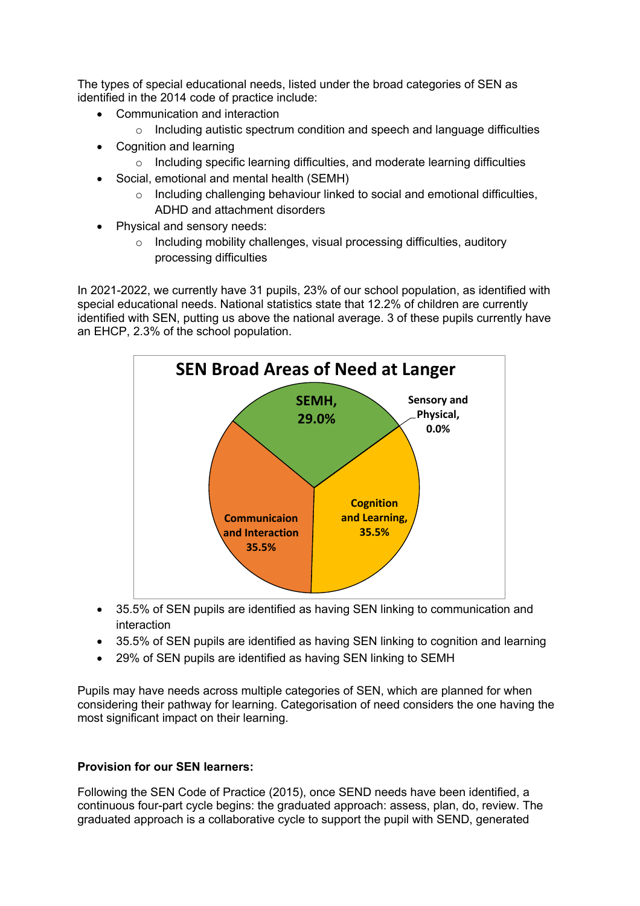The types of special educational needs, listed under the broad categories of SEN as identified in the 2014 code of practice include:

- Communication and interaction
  - Including autistic spectrum condition and speech and language difficulties
- Cognition and learning
  - Including specific learning difficulties, and moderate learning difficulties
- Social, emotional and mental health (SEMH)
  - Including challenging behaviour linked to social and emotional difficulties, ADHD and attachment disorders
- Physical and sensory needs:
  - Including mobility challenges, visual processing difficulties, auditory processing difficulties

In 2021-2022, we currently have 31 pupils, 23% of our school population, as identified with special educational needs. National statistics state that 12.2% of children are currently identified with SEN, putting us above the national average. 3 of these pupils currently have an EHCP, 2.3% of the school population.

**SEN Broad Areas of Need at Langer**

| Area | Percentage |
|---|---|
| SEMH | 29.0% |
| Sensory and Physical | 0.0% |
| Cognition and Learning | 35.5% |
| Communicaion and Interaction | 35.5% |

- 35.5% of SEN pupils are identified as having SEN linking to communication and interaction
- 35.5% of SEN pupils are identified as having SEN linking to cognition and learning
- 29% of SEN pupils are identified as having SEN linking to SEMH

Pupils may have needs across multiple categories of SEN, which are planned for when considering their pathway for learning. Categorisation of need considers the one having the most significant impact on their learning.

**Provision for our SEN learners:**

Following the SEN Code of Practice (2015), once SEND needs have been identified, a continuous four-part cycle begins: the graduated approach: assess, plan, do, review. The graduated approach is a collaborative cycle to support the pupil with SEND, generated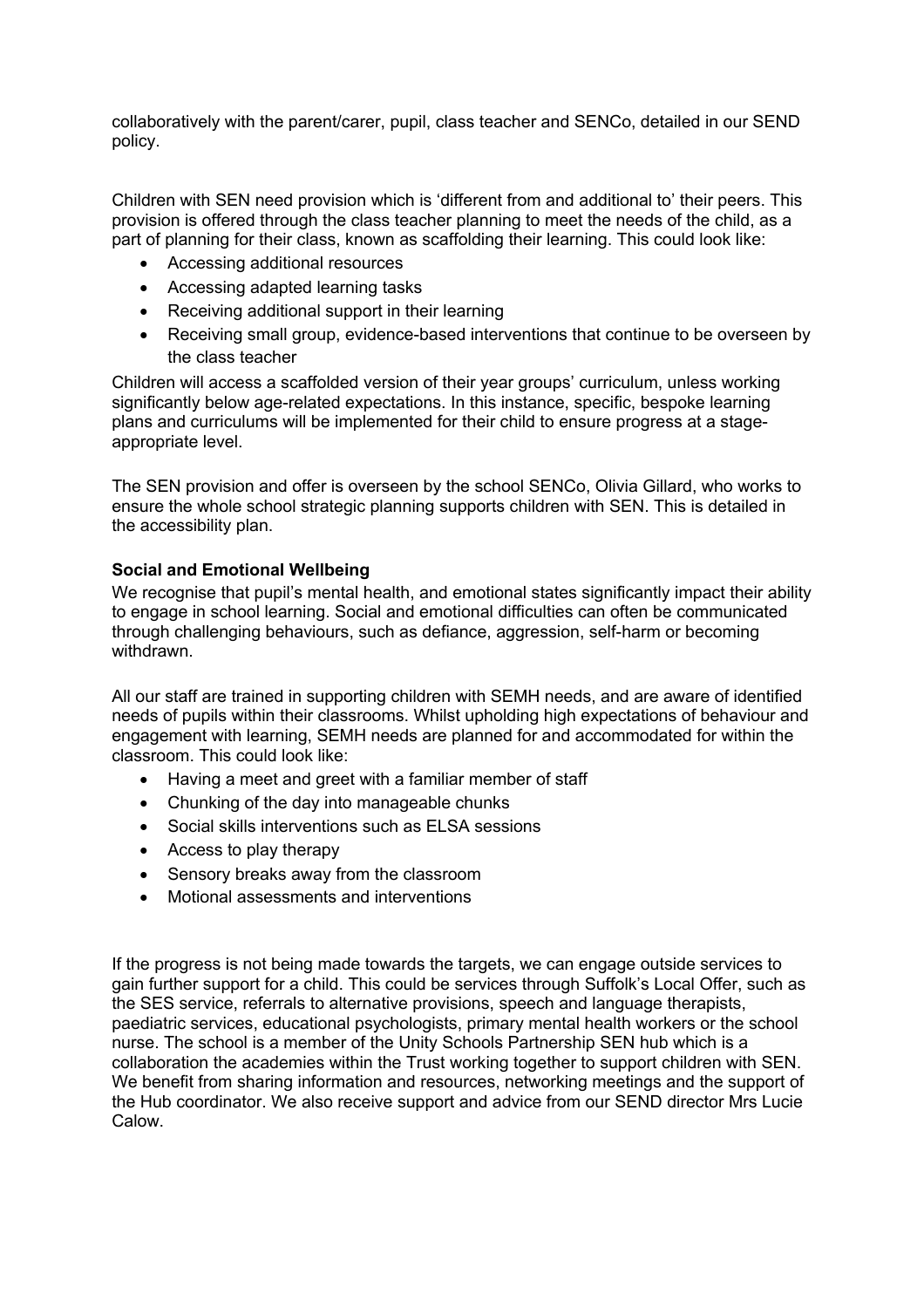collaboratively with the parent/carer, pupil, class teacher and SENCo, detailed in our SEND policy.

Children with SEN need provision which is 'different from and additional to' their peers. This provision is offered through the class teacher planning to meet the needs of the child, as a part of planning for their class, known as scaffolding their learning. This could look like:

- Accessing additional resources
- Accessing adapted learning tasks
- Receiving additional support in their learning
- Receiving small group, evidence-based interventions that continue to be overseen by the class teacher

Children will access a scaffolded version of their year groups' curriculum, unless working significantly below age-related expectations. In this instance, specific, bespoke learning plans and curriculums will be implemented for their child to ensure progress at a stage-appropriate level.

The SEN provision and offer is overseen by the school SENCo, Olivia Gillard, who works to ensure the whole school strategic planning supports children with SEN. This is detailed in the accessibility plan.

**Social and Emotional Wellbeing**

We recognise that pupil's mental health, and emotional states significantly impact their ability to engage in school learning. Social and emotional difficulties can often be communicated through challenging behaviours, such as defiance, aggression, self-harm or becoming withdrawn.

All our staff are trained in supporting children with SEMH needs, and are aware of identified needs of pupils within their classrooms. Whilst upholding high expectations of behaviour and engagement with learning, SEMH needs are planned for and accommodated for within the classroom. This could look like:

- Having a meet and greet with a familiar member of staff
- Chunking of the day into manageable chunks
- Social skills interventions such as ELSA sessions
- Access to play therapy
- Sensory breaks away from the classroom
- Motional assessments and interventions

If the progress is not being made towards the targets, we can engage outside services to gain further support for a child. This could be services through Suffolk's Local Offer, such as the SES service, referrals to alternative provisions, speech and language therapists, paediatric services, educational psychologists, primary mental health workers or the school nurse. The school is a member of the Unity Schools Partnership SEN hub which is a collaboration the academies within the Trust working together to support children with SEN. We benefit from sharing information and resources, networking meetings and the support of the Hub coordinator. We also receive support and advice from our SEND director Mrs Lucie Calow.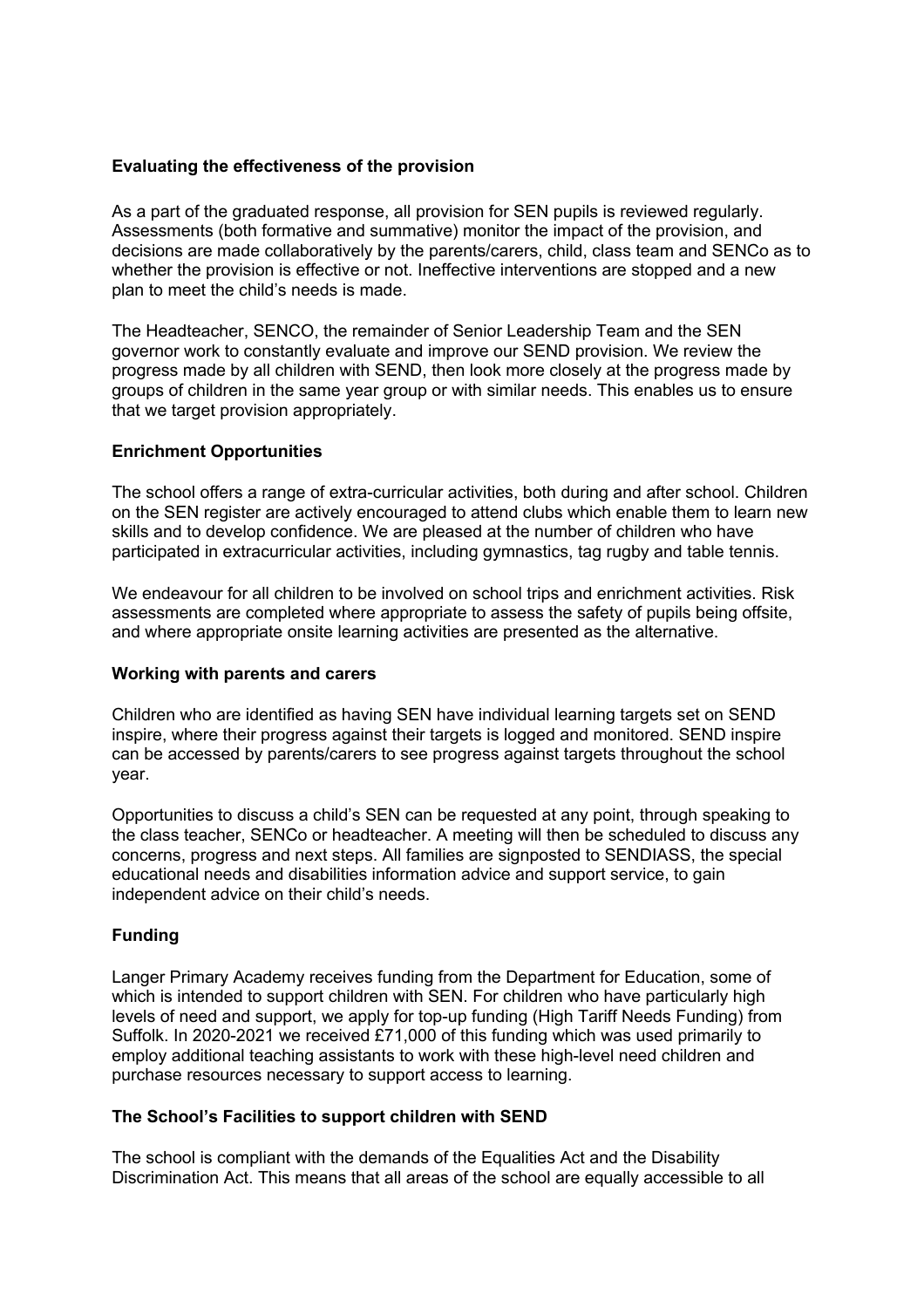**Evaluating the effectiveness of the provision**

As a part of the graduated response, all provision for SEN pupils is reviewed regularly. Assessments (both formative and summative) monitor the impact of the provision, and decisions are made collaboratively by the parents/carers, child, class team and SENCo as to whether the provision is effective or not. Ineffective interventions are stopped and a new plan to meet the child's needs is made.

The Headteacher, SENCO, the remainder of Senior Leadership Team and the SEN governor work to constantly evaluate and improve our SEND provision. We review the progress made by all children with SEND, then look more closely at the progress made by groups of children in the same year group or with similar needs. This enables us to ensure that we target provision appropriately.

**Enrichment Opportunities**

The school offers a range of extra-curricular activities, both during and after school. Children on the SEN register are actively encouraged to attend clubs which enable them to learn new skills and to develop confidence. We are pleased at the number of children who have participated in extracurricular activities, including gymnastics, tag rugby and table tennis.

We endeavour for all children to be involved on school trips and enrichment activities. Risk assessments are completed where appropriate to assess the safety of pupils being offsite, and where appropriate onsite learning activities are presented as the alternative.

**Working with parents and carers**

Children who are identified as having SEN have individual learning targets set on SEND inspire, where their progress against their targets is logged and monitored. SEND inspire can be accessed by parents/carers to see progress against targets throughout the school year.

Opportunities to discuss a child's SEN can be requested at any point, through speaking to the class teacher, SENCo or headteacher. A meeting will then be scheduled to discuss any concerns, progress and next steps. All families are signposted to SENDIASS, the special educational needs and disabilities information advice and support service, to gain independent advice on their child's needs.

**Funding**

Langer Primary Academy receives funding from the Department for Education, some of which is intended to support children with SEN. For children who have particularly high levels of need and support, we apply for top-up funding (High Tariff Needs Funding) from Suffolk. In 2020-2021 we received £71,000 of this funding which was used primarily to employ additional teaching assistants to work with these high-level need children and purchase resources necessary to support access to learning.

**The School's Facilities to support children with SEND**

The school is compliant with the demands of the Equalities Act and the Disability Discrimination Act. This means that all areas of the school are equally accessible to all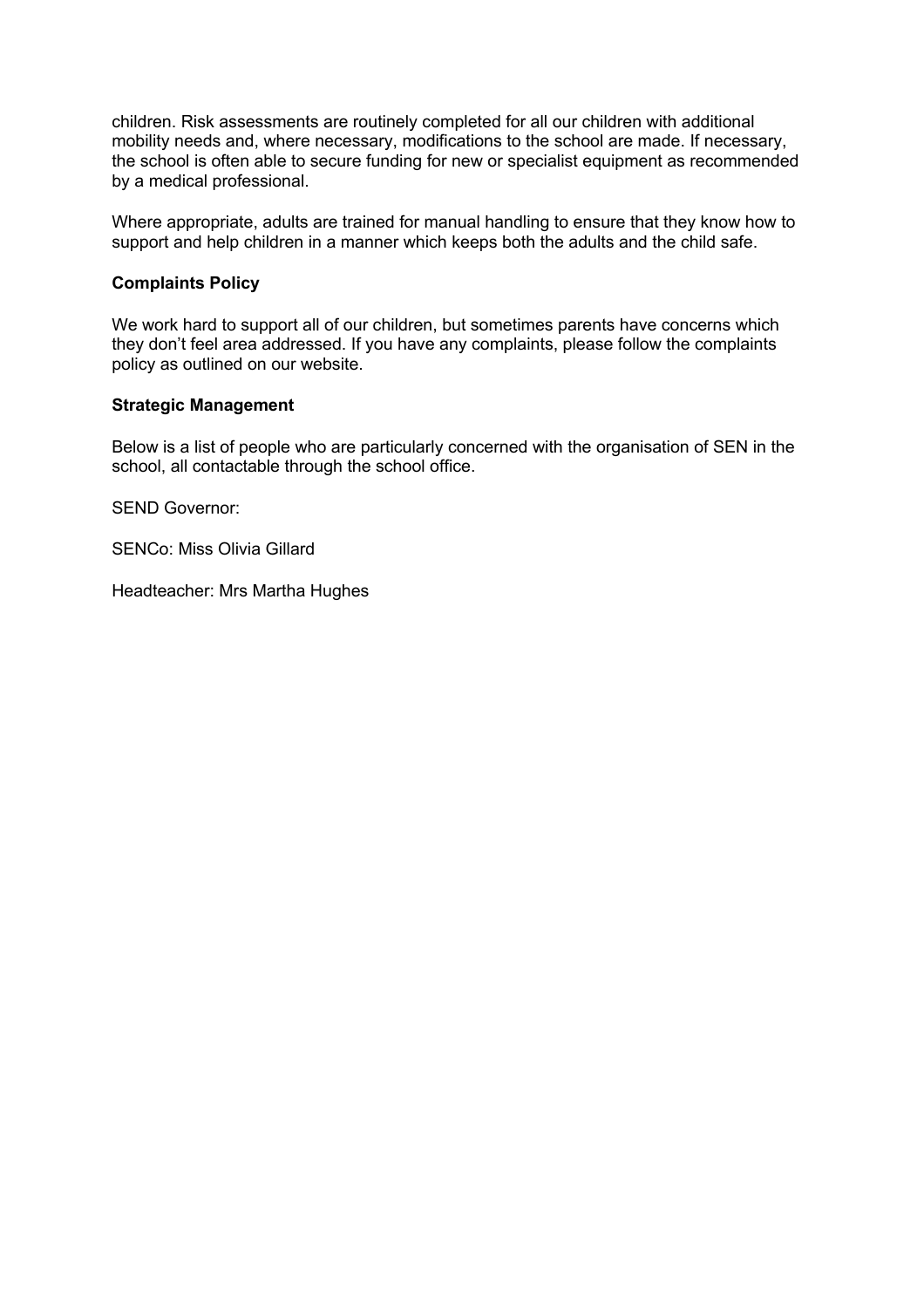children. Risk assessments are routinely completed for all our children with additional mobility needs and, where necessary, modifications to the school are made. If necessary, the school is often able to secure funding for new or specialist equipment as recommended by a medical professional.

Where appropriate, adults are trained for manual handling to ensure that they know how to support and help children in a manner which keeps both the adults and the child safe.

**Complaints Policy**

We work hard to support all of our children, but sometimes parents have concerns which they don't feel area addressed. If you have any complaints, please follow the complaints policy as outlined on our website.

**Strategic Management**

Below is a list of people who are particularly concerned with the organisation of SEN in the school, all contactable through the school office.

SEND Governor:

SENCo: Miss Olivia Gillard

Headteacher: Mrs Martha Hughes